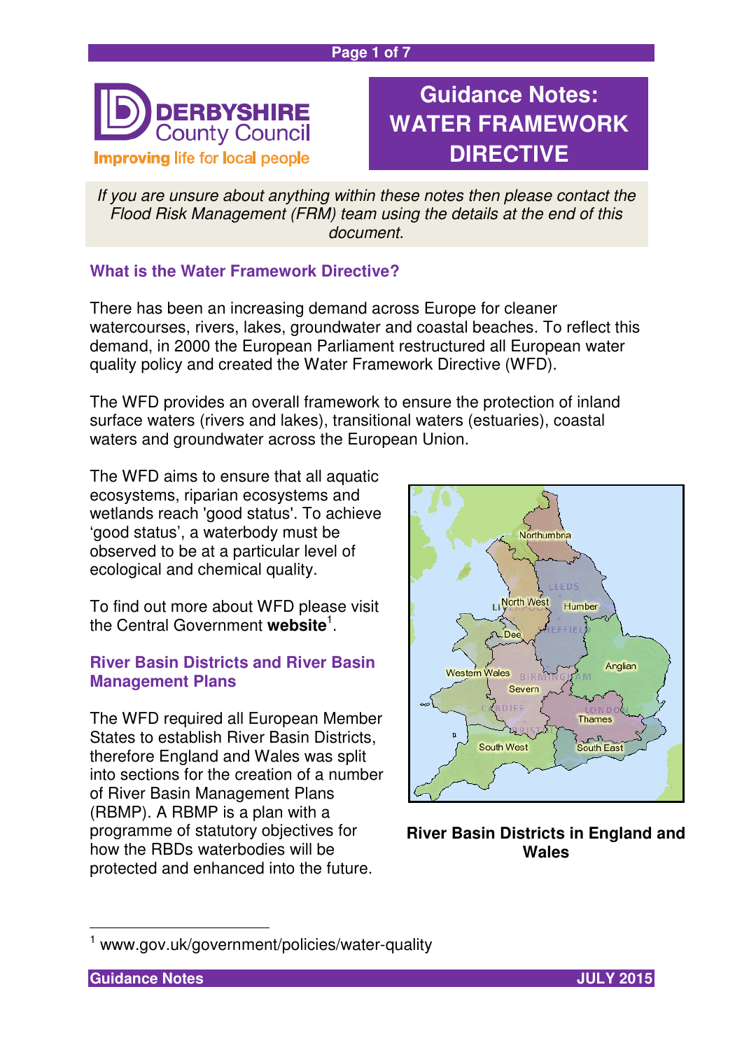**DERBYSHIRE County Council**
Improving life for local people

# Guidance Notes: WATER FRAMEWORK DIRECTIVE

*If you are unsure about anything within these notes then please contact the Flood Risk Management (FRM) team using the details at the end of this document.*

## What is the Water Framework Directive?

There has been an increasing demand across Europe for cleaner watercourses, rivers, lakes, groundwater and coastal beaches. To reflect this demand, in 2000 the European Parliament restructured all European water quality policy and created the Water Framework Directive (WFD).

The WFD provides an overall framework to ensure the protection of inland surface waters (rivers and lakes), transitional waters (estuaries), coastal waters and groundwater across the European Union.

The WFD aims to ensure that all aquatic ecosystems, riparian ecosystems and wetlands reach 'good status'. To achieve 'good status', a waterbody must be observed to be at a particular level of ecological and chemical quality.

To find out more about WFD please visit the Central Government **website**[1].

## River Basin Districts and River Basin Management Plans

The WFD required all European Member States to establish River Basin Districts, therefore England and Wales was split into sections for the creation of a number of River Basin Management Plans (RBMP). A RBMP is a plan with a programme of statutory objectives for how the RBDs waterbodies will be protected and enhanced into the future.

**River Basin Districts in England and Wales**

[1] www.gov.uk/government/policies/water-quality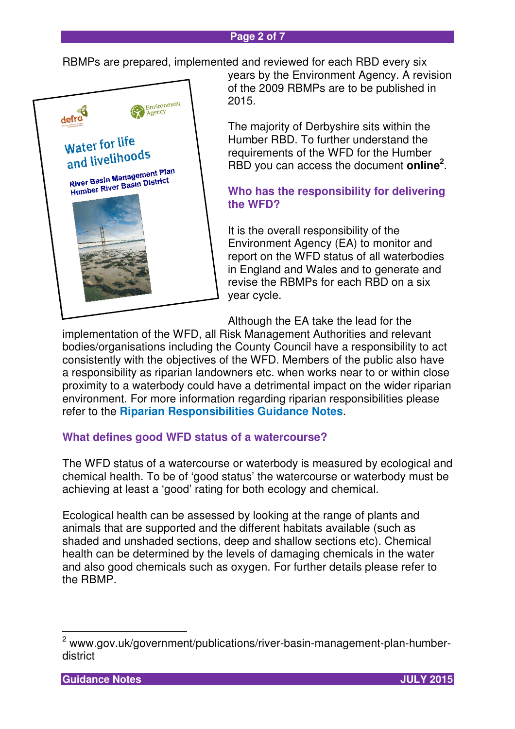RBMPs are prepared, implemented and reviewed for each RBD every six years by the Environment Agency. A revision of the 2009 RBMPs are to be published in 2015.

The majority of Derbyshire sits within the Humber RBD. To further understand the requirements of the WFD for the Humber RBD you can access the document **online**[2].

## Who has the responsibility for delivering the WFD?

It is the overall responsibility of the Environment Agency (EA) to monitor and report on the WFD status of all waterbodies in England and Wales and to generate and revise the RBMPs for each RBD on a six year cycle.

Although the EA take the lead for the implementation of the WFD, all Risk Management Authorities and relevant bodies/organisations including the County Council have a responsibility to act consistently with the objectives of the WFD. Members of the public also have a responsibility as riparian landowners etc. when works near to or within close proximity to a waterbody could have a detrimental impact on the wider riparian environment. For more information regarding riparian responsibilities please refer to the **Riparian Responsibilities Guidance Notes**.

## What defines good WFD status of a watercourse?

The WFD status of a watercourse or waterbody is measured by ecological and chemical health. To be of 'good status' the watercourse or waterbody must be achieving at least a 'good' rating for both ecology and chemical.

Ecological health can be assessed by looking at the range of plants and animals that are supported and the different habitats available (such as shaded and unshaded sections, deep and shallow sections etc). Chemical health can be determined by the levels of damaging chemicals in the water and also good chemicals such as oxygen. For further details please refer to the RBMP.

---

[2] www.gov.uk/government/publications/river-basin-management-plan-humber-district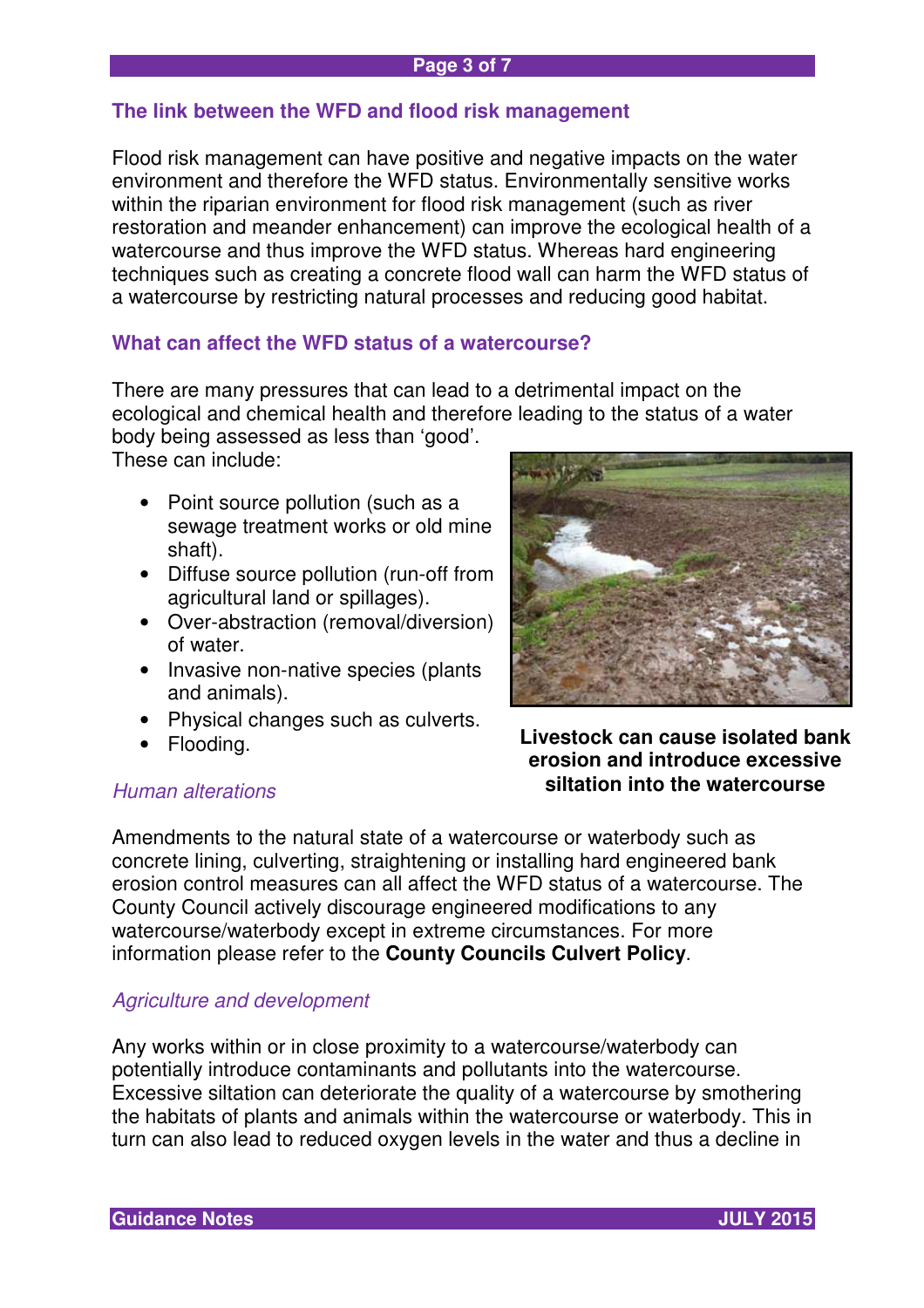## The link between the WFD and flood risk management

Flood risk management can have positive and negative impacts on the water environment and therefore the WFD status. Environmentally sensitive works within the riparian environment for flood risk management (such as river restoration and meander enhancement) can improve the ecological health of a watercourse and thus improve the WFD status. Whereas hard engineering techniques such as creating a concrete flood wall can harm the WFD status of a watercourse by restricting natural processes and reducing good habitat.

## What can affect the WFD status of a watercourse?

There are many pressures that can lead to a detrimental impact on the ecological and chemical health and therefore leading to the status of a water body being assessed as less than 'good'.
These can include:

- Point source pollution (such as a sewage treatment works or old mine shaft).
- Diffuse source pollution (run-off from agricultural land or spillages).
- Over-abstraction (removal/diversion) of water.
- Invasive non-native species (plants and animals).
- Physical changes such as culverts.
- Flooding.

**Livestock can cause isolated bank erosion and introduce excessive siltation into the watercourse**

### *Human alterations*

Amendments to the natural state of a watercourse or waterbody such as concrete lining, culverting, straightening or installing hard engineered bank erosion control measures can all affect the WFD status of a watercourse. The County Council actively discourage engineered modifications to any watercourse/waterbody except in extreme circumstances. For more information please refer to the **County Councils Culvert Policy**.

### *Agriculture and development*

Any works within or in close proximity to a watercourse/waterbody can potentially introduce contaminants and pollutants into the watercourse. Excessive siltation can deteriorate the quality of a watercourse by smothering the habitats of plants and animals within the watercourse or waterbody. This in turn can also lead to reduced oxygen levels in the water and thus a decline in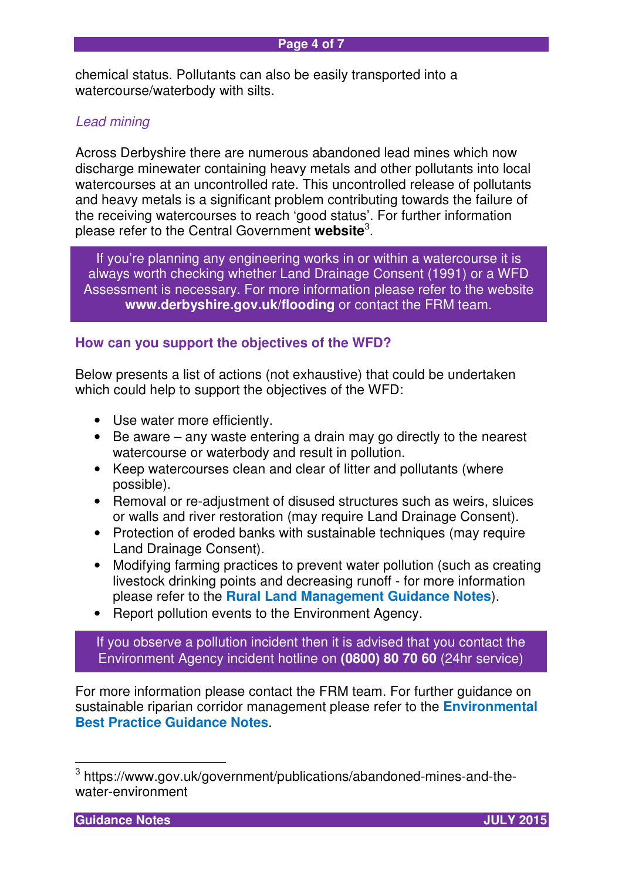chemical status. Pollutants can also be easily transported into a watercourse/waterbody with silts.

*Lead mining*

Across Derbyshire there are numerous abandoned lead mines which now discharge minewater containing heavy metals and other pollutants into local watercourses at an uncontrolled rate. This uncontrolled release of pollutants and heavy metals is a significant problem contributing towards the failure of the receiving watercourses to reach 'good status'. For further information please refer to the Central Government **website**[3].

> If you're planning any engineering works in or within a watercourse it is always worth checking whether Land Drainage Consent (1991) or a WFD Assessment is necessary. For more information please refer to the website **www.derbyshire.gov.uk/flooding** or contact the FRM team.

### How can you support the objectives of the WFD?

Below presents a list of actions (not exhaustive) that could be undertaken which could help to support the objectives of the WFD:

- Use water more efficiently.
- Be aware – any waste entering a drain may go directly to the nearest watercourse or waterbody and result in pollution.
- Keep watercourses clean and clear of litter and pollutants (where possible).
- Removal or re-adjustment of disused structures such as weirs, sluices or walls and river restoration (may require Land Drainage Consent).
- Protection of eroded banks with sustainable techniques (may require Land Drainage Consent).
- Modifying farming practices to prevent water pollution (such as creating livestock drinking points and decreasing runoff - for more information please refer to the **Rural Land Management Guidance Notes**).
- Report pollution events to the Environment Agency.

> If you observe a pollution incident then it is advised that you contact the Environment Agency incident hotline on **(0800) 80 70 60** (24hr service)

For more information please contact the FRM team. For further guidance on sustainable riparian corridor management please refer to the **Environmental Best Practice Guidance Notes**.

[3] https://www.gov.uk/government/publications/abandoned-mines-and-the-water-environment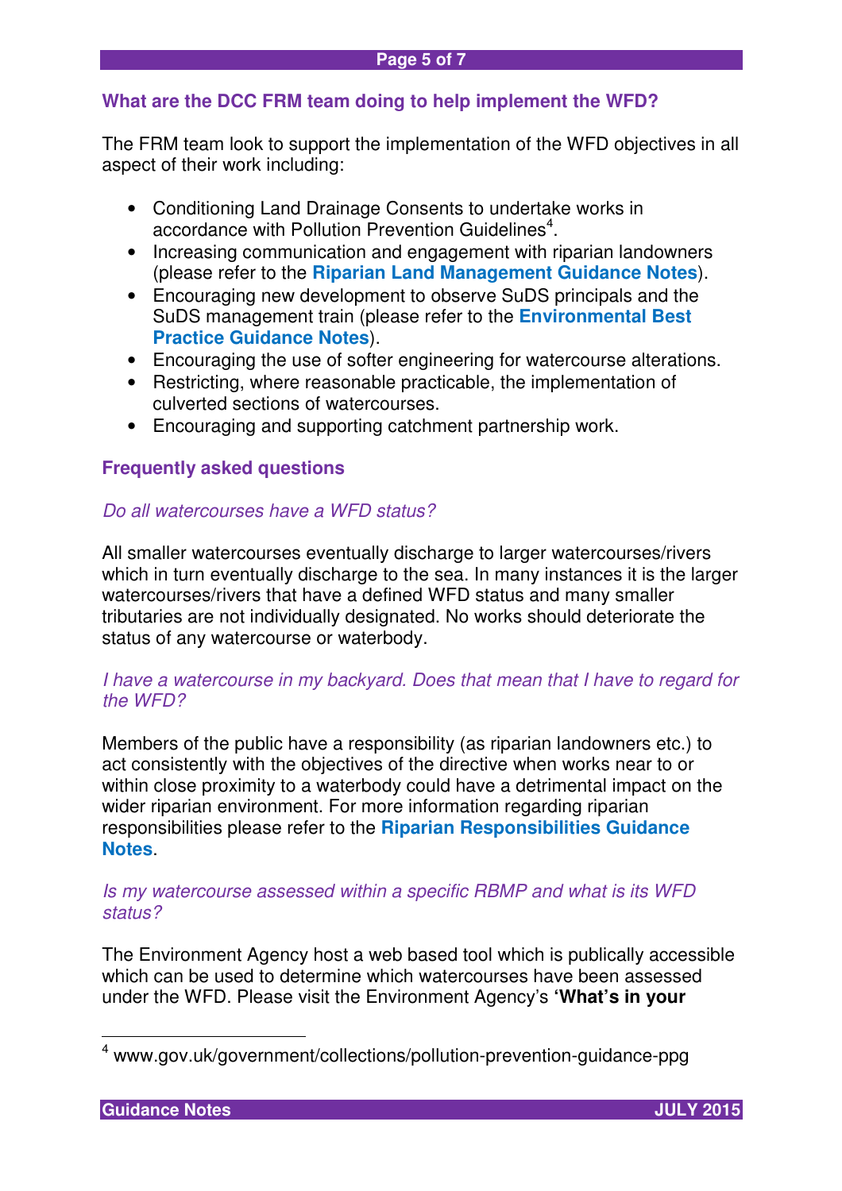## What are the DCC FRM team doing to help implement the WFD?

The FRM team look to support the implementation of the WFD objectives in all aspect of their work including:

- Conditioning Land Drainage Consents to undertake works in accordance with Pollution Prevention Guidelines[4].
- Increasing communication and engagement with riparian landowners (please refer to the **Riparian Land Management Guidance Notes**).
- Encouraging new development to observe SuDS principals and the SuDS management train (please refer to the **Environmental Best Practice Guidance Notes**).
- Encouraging the use of softer engineering for watercourse alterations.
- Restricting, where reasonable practicable, the implementation of culverted sections of watercourses.
- Encouraging and supporting catchment partnership work.

## Frequently asked questions

*Do all watercourses have a WFD status?*

All smaller watercourses eventually discharge to larger watercourses/rivers which in turn eventually discharge to the sea. In many instances it is the larger watercourses/rivers that have a defined WFD status and many smaller tributaries are not individually designated. No works should deteriorate the status of any watercourse or waterbody.

*I have a watercourse in my backyard. Does that mean that I have to regard for the WFD?*

Members of the public have a responsibility (as riparian landowners etc.) to act consistently with the objectives of the directive when works near to or within close proximity to a waterbody could have a detrimental impact on the wider riparian environment. For more information regarding riparian responsibilities please refer to the **Riparian Responsibilities Guidance Notes**.

*Is my watercourse assessed within a specific RBMP and what is its WFD status?*

The Environment Agency host a web based tool which is publically accessible which can be used to determine which watercourses have been assessed under the WFD. Please visit the Environment Agency's **'What's in your**

[4] www.gov.uk/government/collections/pollution-prevention-guidance-ppg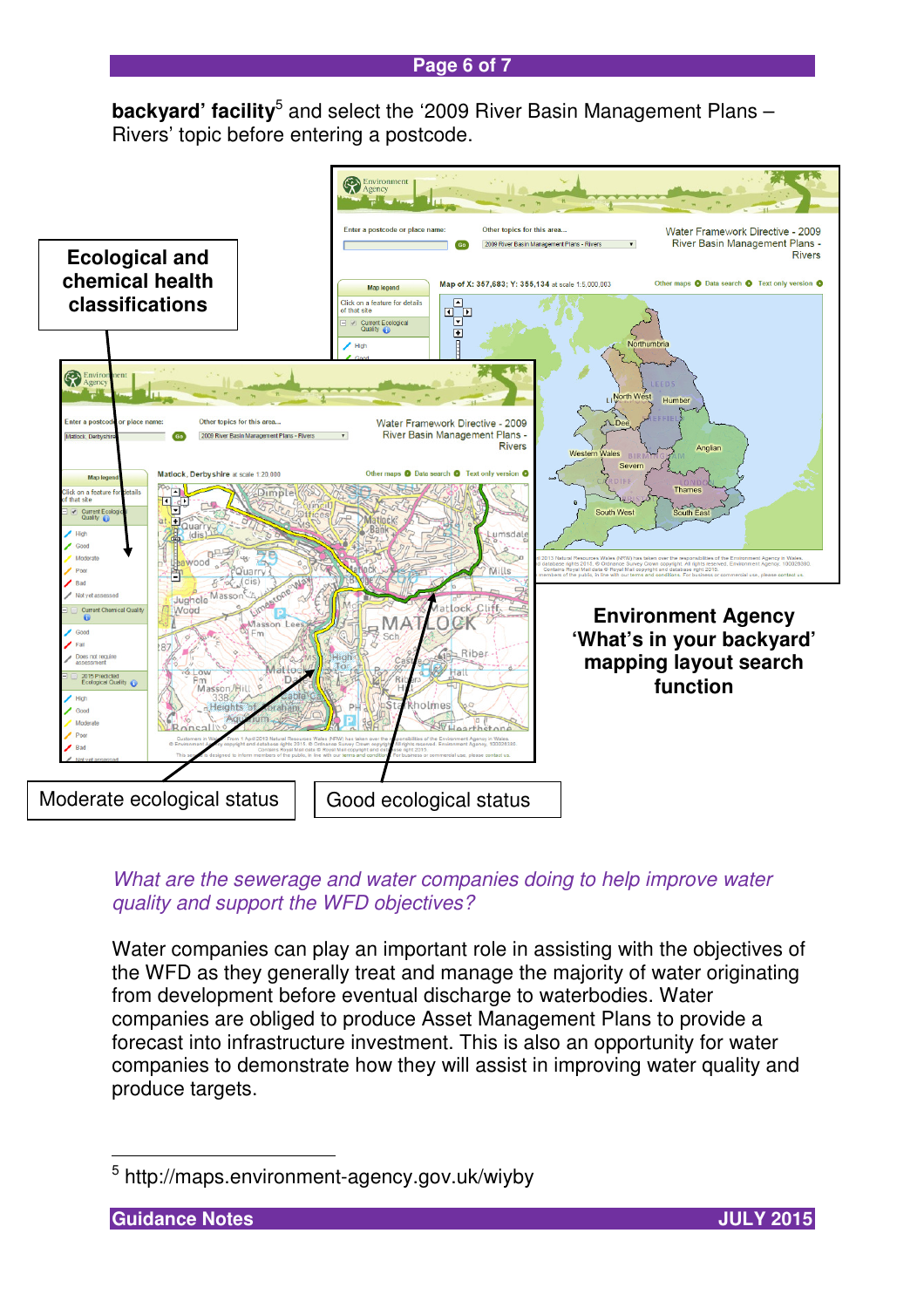**backyard' facility**[5] and select the '2009 River Basin Management Plans – Rivers' topic before entering a postcode.

**Ecological and chemical health classifications**

**Environment Agency 'What's in your backyard' mapping layout search function**

Moderate ecological status

Good ecological status

*What are the sewerage and water companies doing to help improve water quality and support the WFD objectives?*

Water companies can play an important role in assisting with the objectives of the WFD as they generally treat and manage the majority of water originating from development before eventual discharge to waterbodies. Water companies are obliged to produce Asset Management Plans to provide a forecast into infrastructure investment. This is also an opportunity for water companies to demonstrate how they will assist in improving water quality and produce targets.

[5] http://maps.environment-agency.gov.uk/wiyby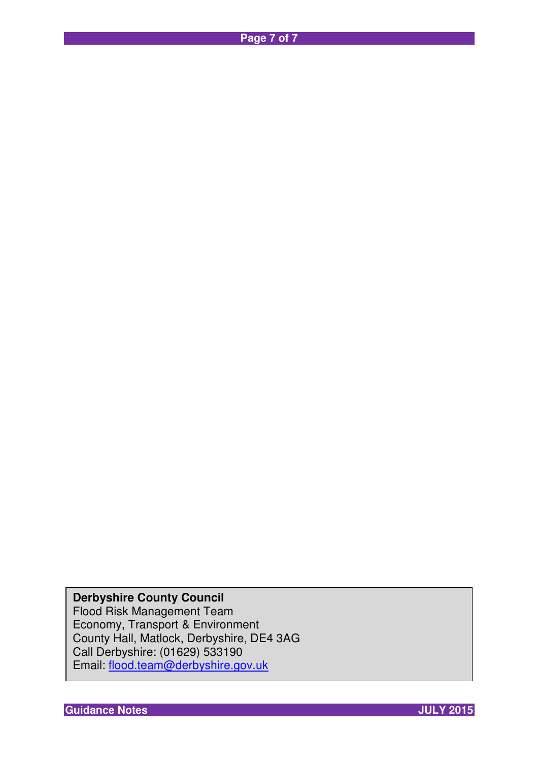**Derbyshire County Council**
Flood Risk Management Team
Economy, Transport & Environment
County Hall, Matlock, Derbyshire, DE4 3AG
Call Derbyshire: (01629) 533190
Email: flood.team@derbyshire.gov.uk